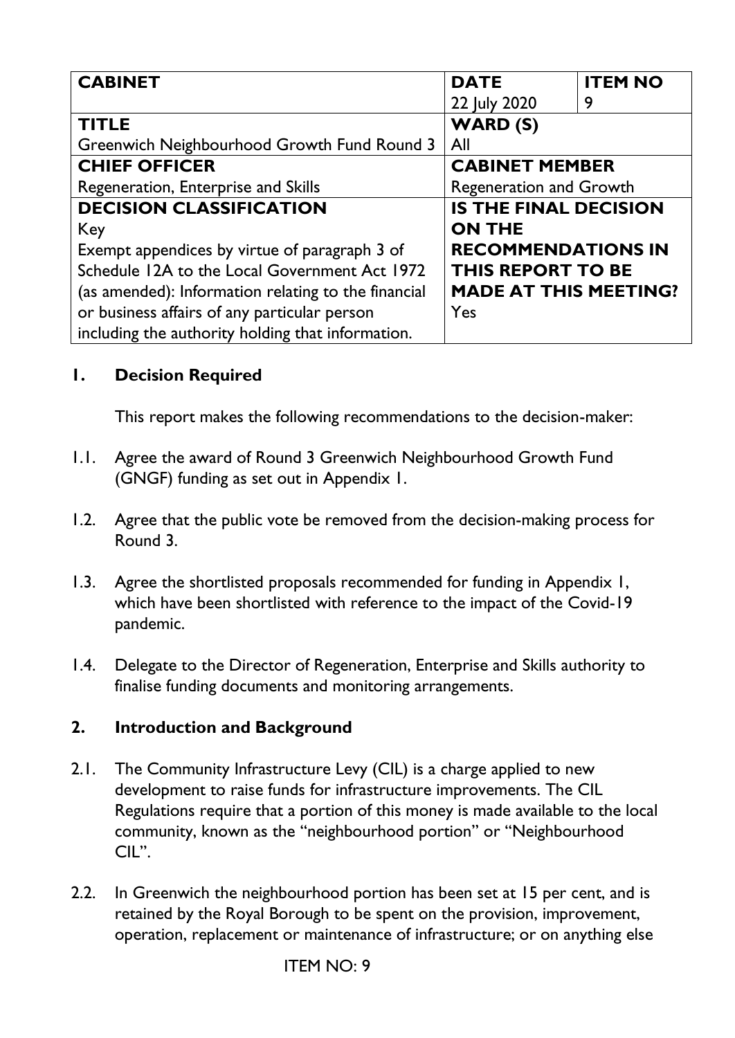| **CABINET** | **DATE**<br>22 July 2020 | **ITEM NO**<br>9 |
|---|---|---|
| **TITLE**<br>Greenwich Neighbourhood Growth Fund Round 3 | **WARD (S)**<br>All | |
| **CHIEF OFFICER**<br>Regeneration, Enterprise and Skills | **CABINET MEMBER**<br>Regeneration and Growth | |
| **DECISION CLASSIFICATION**<br>Key<br>Exempt appendices by virtue of paragraph 3 of Schedule 12A to the Local Government Act 1972 (as amended): Information relating to the financial or business affairs of any particular person including the authority holding that information. | **IS THE FINAL DECISION ON THE RECOMMENDATIONS IN THIS REPORT TO BE MADE AT THIS MEETING?**<br>Yes | |

## 1. Decision Required

This report makes the following recommendations to the decision-maker:

1.1. Agree the award of Round 3 Greenwich Neighbourhood Growth Fund (GNGF) funding as set out in Appendix 1.

1.2. Agree that the public vote be removed from the decision-making process for Round 3.

1.3. Agree the shortlisted proposals recommended for funding in Appendix 1, which have been shortlisted with reference to the impact of the Covid-19 pandemic.

1.4. Delegate to the Director of Regeneration, Enterprise and Skills authority to finalise funding documents and monitoring arrangements.

## 2. Introduction and Background

2.1. The Community Infrastructure Levy (CIL) is a charge applied to new development to raise funds for infrastructure improvements. The CIL Regulations require that a portion of this money is made available to the local community, known as the "neighbourhood portion" or "Neighbourhood CIL".

2.2. In Greenwich the neighbourhood portion has been set at 15 per cent, and is retained by the Royal Borough to be spent on the provision, improvement, operation, replacement or maintenance of infrastructure; or on anything else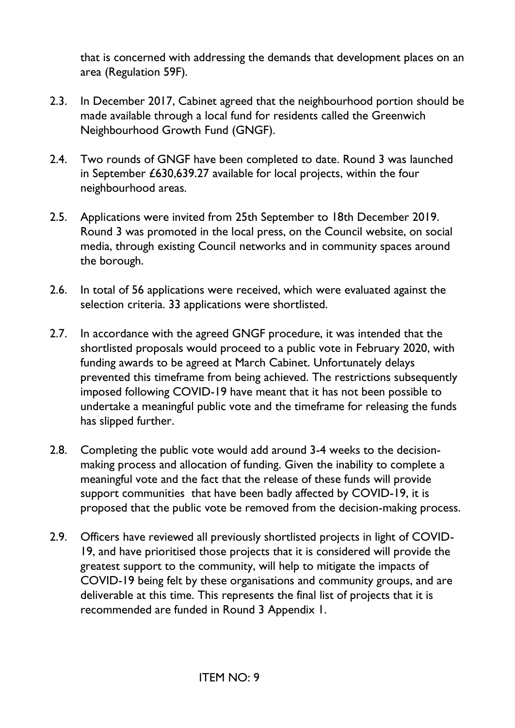that is concerned with addressing the demands that development places on an area (Regulation 59F).

2.3. In December 2017, Cabinet agreed that the neighbourhood portion should be made available through a local fund for residents called the Greenwich Neighbourhood Growth Fund (GNGF).

2.4. Two rounds of GNGF have been completed to date. Round 3 was launched in September £630,639.27 available for local projects, within the four neighbourhood areas.

2.5. Applications were invited from 25th September to 18th December 2019. Round 3 was promoted in the local press, on the Council website, on social media, through existing Council networks and in community spaces around the borough.

2.6. In total of 56 applications were received, which were evaluated against the selection criteria. 33 applications were shortlisted.

2.7. In accordance with the agreed GNGF procedure, it was intended that the shortlisted proposals would proceed to a public vote in February 2020, with funding awards to be agreed at March Cabinet. Unfortunately delays prevented this timeframe from being achieved. The restrictions subsequently imposed following COVID-19 have meant that it has not been possible to undertake a meaningful public vote and the timeframe for releasing the funds has slipped further.

2.8. Completing the public vote would add around 3-4 weeks to the decision-making process and allocation of funding. Given the inability to complete a meaningful vote and the fact that the release of these funds will provide support communities that have been badly affected by COVID-19, it is proposed that the public vote be removed from the decision-making process.

2.9. Officers have reviewed all previously shortlisted projects in light of COVID-19, and have prioritised those projects that it is considered will provide the greatest support to the community, will help to mitigate the impacts of COVID-19 being felt by these organisations and community groups, and are deliverable at this time. This represents the final list of projects that it is recommended are funded in Round 3 Appendix 1.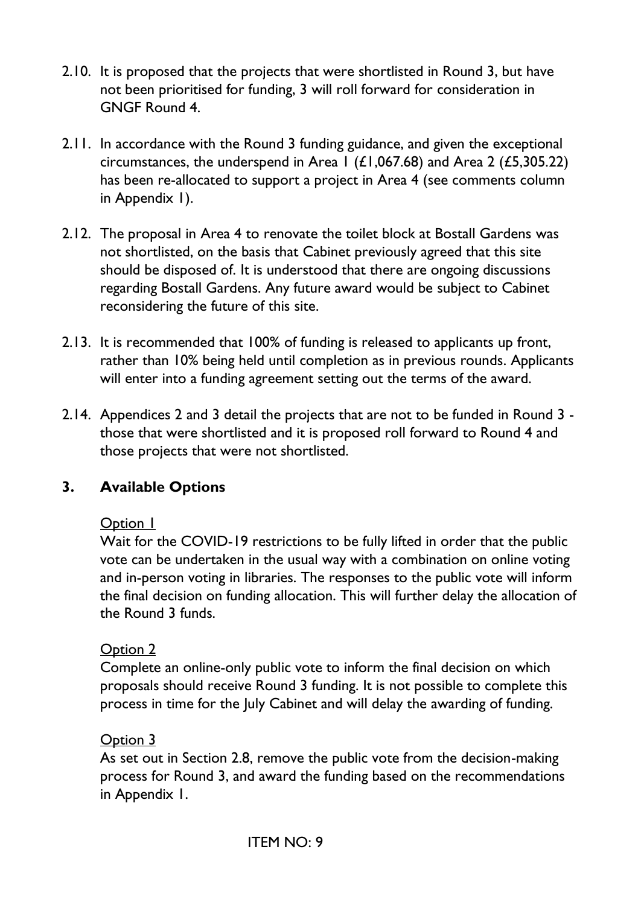2.10. It is proposed that the projects that were shortlisted in Round 3, but have not been prioritised for funding, 3 will roll forward for consideration in GNGF Round 4.

2.11. In accordance with the Round 3 funding guidance, and given the exceptional circumstances, the underspend in Area 1 (£1,067.68) and Area 2 (£5,305.22) has been re-allocated to support a project in Area 4 (see comments column in Appendix 1).

2.12. The proposal in Area 4 to renovate the toilet block at Bostall Gardens was not shortlisted, on the basis that Cabinet previously agreed that this site should be disposed of. It is understood that there are ongoing discussions regarding Bostall Gardens. Any future award would be subject to Cabinet reconsidering the future of this site.

2.13. It is recommended that 100% of funding is released to applicants up front, rather than 10% being held until completion as in previous rounds. Applicants will enter into a funding agreement setting out the terms of the award.

2.14. Appendices 2 and 3 detail the projects that are not to be funded in Round 3 - those that were shortlisted and it is proposed roll forward to Round 4 and those projects that were not shortlisted.

## 3. Available Options

Option 1

Wait for the COVID-19 restrictions to be fully lifted in order that the public vote can be undertaken in the usual way with a combination on online voting and in-person voting in libraries. The responses to the public vote will inform the final decision on funding allocation. This will further delay the allocation of the Round 3 funds.

Option 2

Complete an online-only public vote to inform the final decision on which proposals should receive Round 3 funding. It is not possible to complete this process in time for the July Cabinet and will delay the awarding of funding.

Option 3

As set out in Section 2.8, remove the public vote from the decision-making process for Round 3, and award the funding based on the recommendations in Appendix 1.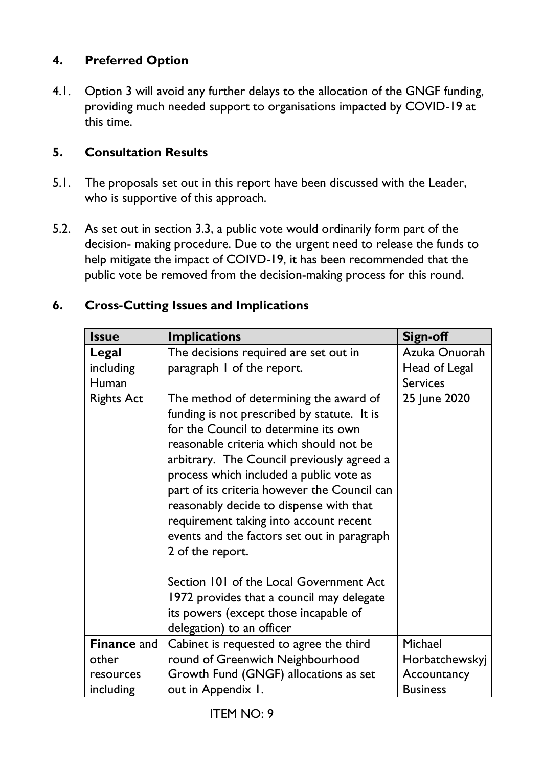## 4. Preferred Option

4.1. Option 3 will avoid any further delays to the allocation of the GNGF funding, providing much needed support to organisations impacted by COVID-19 at this time.

## 5. Consultation Results

5.1. The proposals set out in this report have been discussed with the Leader, who is supportive of this approach.

5.2. As set out in section 3.3, a public vote would ordinarily form part of the decision- making procedure. Due to the urgent need to release the funds to help mitigate the impact of COIVD-19, it has been recommended that the public vote be removed from the decision-making process for this round.

## 6. Cross-Cutting Issues and Implications

| Issue | Implications | Sign-off |
|---|---|---|
| **Legal** including Human Rights Act | The decisions required are set out in paragraph 1 of the report.<br><br>The method of determining the award of funding is not prescribed by statute. It is for the Council to determine its own reasonable criteria which should not be arbitrary. The Council previously agreed a process which included a public vote as part of its criteria however the Council can reasonably decide to dispense with that requirement taking into account recent events and the factors set out in paragraph 2 of the report.<br><br>Section 101 of the Local Government Act 1972 provides that a council may delegate its powers (except those incapable of delegation) to an officer | Azuka Onuorah Head of Legal Services 25 June 2020 |
| **Finance** and other resources including | Cabinet is requested to agree the third round of Greenwich Neighbourhood Growth Fund (GNGF) allocations as set out in Appendix 1. | Michael Horbatchewskyj Accountancy Business |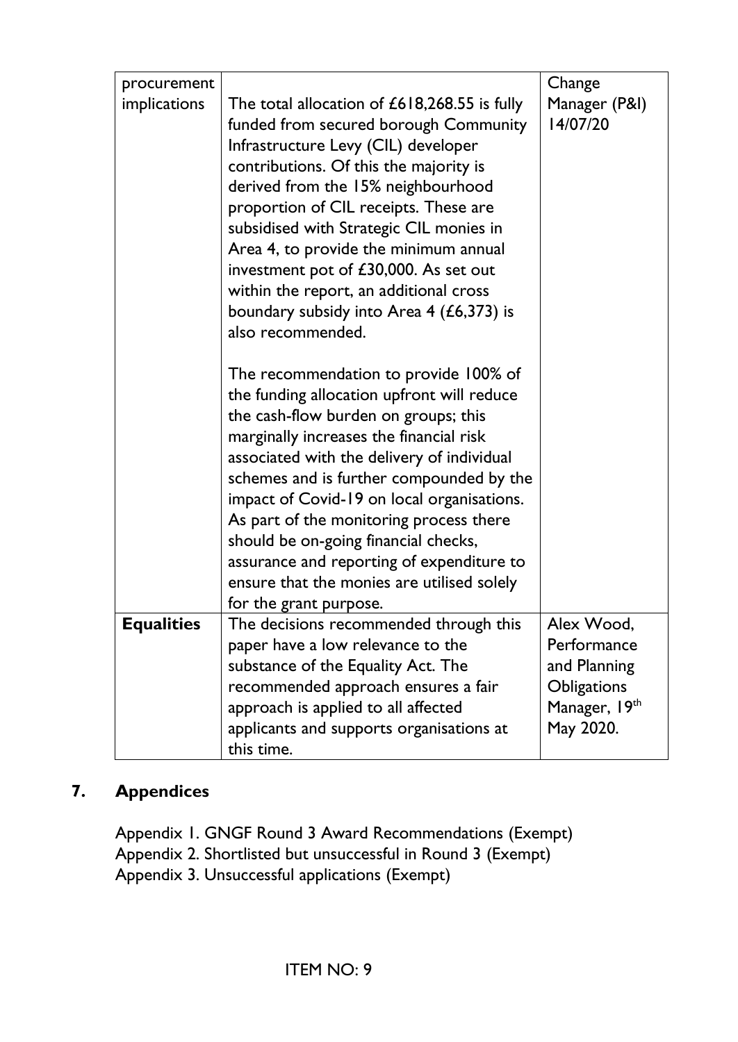| | | |
|---|---|---|
| procurement implications | The total allocation of £618,268.55 is fully funded from secured borough Community Infrastructure Levy (CIL) developer contributions. Of this the majority is derived from the 15% neighbourhood proportion of CIL receipts. These are subsidised with Strategic CIL monies in Area 4, to provide the minimum annual investment pot of £30,000. As set out within the report, an additional cross boundary subsidy into Area 4 (£6,373) is also recommended.<br><br>The recommendation to provide 100% of the funding allocation upfront will reduce the cash-flow burden on groups; this marginally increases the financial risk associated with the delivery of individual schemes and is further compounded by the impact of Covid-19 on local organisations. As part of the monitoring process there should be on-going financial checks, assurance and reporting of expenditure to ensure that the monies are utilised solely for the grant purpose. | Change Manager (P&I) 14/07/20 |
| **Equalities** | The decisions recommended through this paper have a low relevance to the substance of the Equality Act. The recommended approach ensures a fair approach is applied to all affected applicants and supports organisations at this time. | Alex Wood, Performance and Planning Obligations Manager, 19th May 2020. |

## 7. Appendices

Appendix 1. GNGF Round 3 Award Recommendations (Exempt)
Appendix 2. Shortlisted but unsuccessful in Round 3 (Exempt)
Appendix 3. Unsuccessful applications (Exempt)

ITEM NO: 9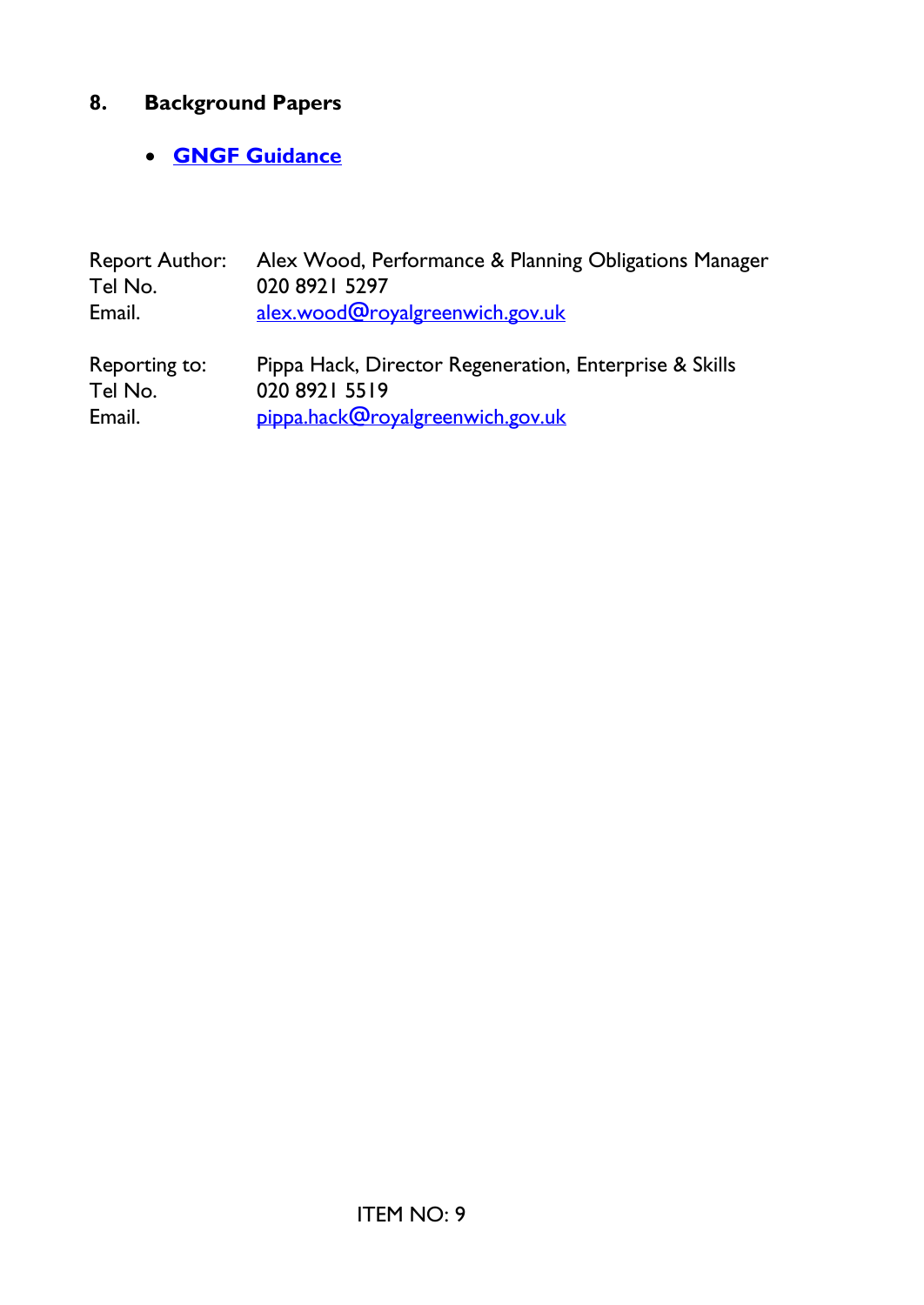## 8. Background Papers

- **GNGF Guidance**

| | |
|---|---|
| Report Author: | Alex Wood, Performance & Planning Obligations Manager |
| Tel No. | 020 8921 5297 |
| Email. | alex.wood@royalgreenwich.gov.uk |
| | |
| Reporting to: | Pippa Hack, Director Regeneration, Enterprise & Skills |
| Tel No. | 020 8921 5519 |
| Email. | pippa.hack@royalgreenwich.gov.uk |

ITEM NO: 9